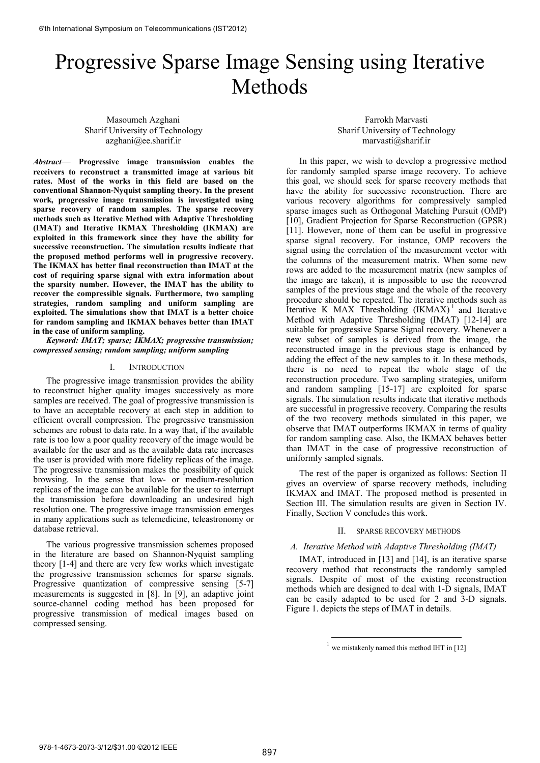# Progressive Sparse Image Sensing using Iterative Methods

Masoumeh Azghani
Sharif University of Technology
azghani@ee.sharif.ir

Farrokh Marvasti
Sharif University of Technology
marvasti@sharif.ir

***Abstract*— Progressive image transmission enables the receivers to reconstruct a transmitted image at various bit rates. Most of the works in this field are based on the conventional Shannon-Nyquist sampling theory. In the present work, progressive image transmission is investigated using sparse recovery of random samples. The sparse recovery methods such as Iterative Method with Adaptive Thresholding (IMAT) and Iterative IKMAX Thresholding (IKMAX) are exploited in this framework since they have the ability for successive reconstruction. The simulation results indicate that the proposed method performs well in progressive recovery. The IKMAX has better final reconstruction than IMAT at the cost of requiring sparse signal with extra information about the sparsity number. However, the IMAT has the ability to recover the compressible signals. Furthermore, two sampling strategies, random sampling and uniform sampling are exploited. The simulations show that IMAT is a better choice for random sampling and IKMAX behaves better than IMAT in the case of uniform sampling.**

***Keyword: IMAT; sparse; IKMAX; progressive transmission; compressed sensing; random sampling; uniform sampling***

## I. Introduction

The progressive image transmission provides the ability to reconstruct higher quality images successively as more samples are received. The goal of progressive transmission is to have an acceptable recovery at each step in addition to efficient overall compression. The progressive transmission schemes are robust to data rate. In a way that, if the available rate is too low a poor quality recovery of the image would be available for the user and as the available data rate increases the user is provided with more fidelity replicas of the image. The progressive transmission makes the possibility of quick browsing. In the sense that low- or medium-resolution replicas of the image can be available for the user to interrupt the transmission before downloading an undesired high resolution one. The progressive image transmission emerges in many applications such as telemedicine, teleastronomy or database retrieval.

The various progressive transmission schemes proposed in the literature are based on Shannon-Nyquist sampling theory [1-4] and there are very few works which investigate the progressive transmission schemes for sparse signals. Progressive quantization of compressive sensing [5-7] measurements is suggested in [8]. In [9], an adaptive joint source-channel coding method has been proposed for progressive transmission of medical images based on compressed sensing.

In this paper, we wish to develop a progressive method for randomly sampled sparse image recovery. To achieve this goal, we should seek for sparse recovery methods that have the ability for successive reconstruction. There are various recovery algorithms for compressively sampled sparse images such as Orthogonal Matching Pursuit (OMP) [10], Gradient Projection for Sparse Reconstruction (GPSR) [11]. However, none of them can be useful in progressive sparse signal recovery. For instance, OMP recovers the signal using the correlation of the measurement vector with the columns of the measurement matrix. When some new rows are added to the measurement matrix (new samples of the image are taken), it is impossible to use the recovered samples of the previous stage and the whole of the recovery procedure should be repeated. The iterative methods such as Iterative K MAX Thresholding (IKMAX)[1] and Iterative Method with Adaptive Thresholding (IMAT) [12-14] are suitable for progressive Sparse Signal recovery. Whenever a new subset of samples is derived from the image, the reconstructed image in the previous stage is enhanced by adding the effect of the new samples to it. In these methods, there is no need to repeat the whole stage of the reconstruction procedure. Two sampling strategies, uniform and random sampling [15-17] are exploited for sparse signals. The simulation results indicate that iterative methods are successful in progressive recovery. Comparing the results of the two recovery methods simulated in this paper, we observe that IMAT outperforms IKMAX in terms of quality for random sampling case. Also, the IKMAX behaves better than IMAT in the case of progressive reconstruction of uniformly sampled signals.

The rest of the paper is organized as follows: Section II gives an overview of sparse recovery methods, including IKMAX and IMAT. The proposed method is presented in Section III. The simulation results are given in Section IV. Finally, Section V concludes this work.

## II. Sparse Recovery Methods

### *A. Iterative Method with Adaptive Thresholding (IMAT)*

IMAT, introduced in [13] and [14], is an iterative sparse recovery method that reconstructs the randomly sampled signals. Despite of most of the existing reconstruction methods which are designed to deal with 1-D signals, IMAT can be easily adapted to be used for 2 and 3-D signals. Figure 1. depicts the steps of IMAT in details.

[1] we mistakenly named this method IHT in [12]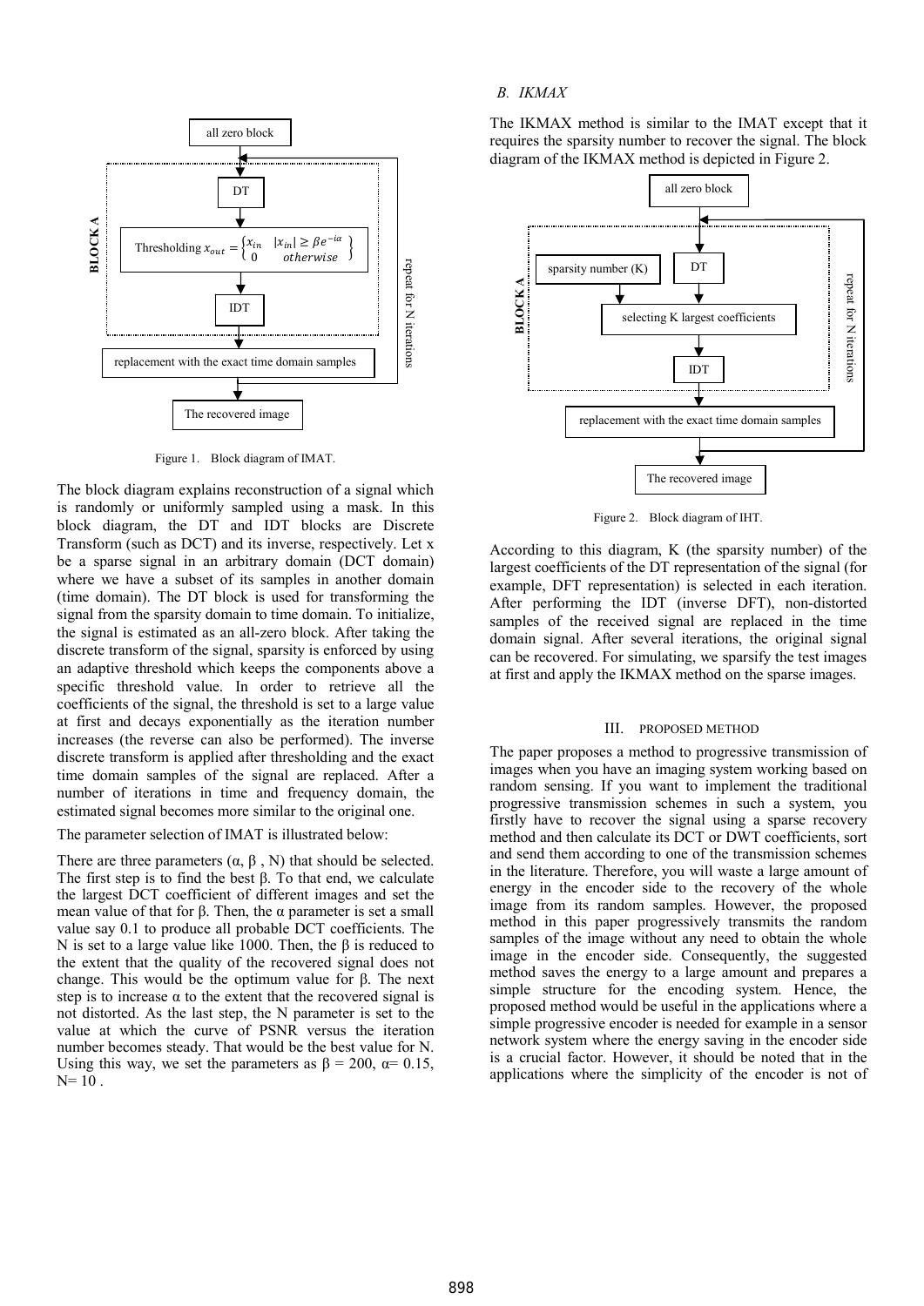Figure 1. Block diagram of IMAT.

The block diagram explains reconstruction of a signal which is randomly or uniformly sampled using a mask. In this block diagram, the DT and IDT blocks are Discrete Transform (such as DCT) and its inverse, respectively. Let x be a sparse signal in an arbitrary domain (DCT domain) where we have a subset of its samples in another domain (time domain). The DT block is used for transforming the signal from the sparsity domain to time domain. To initialize, the signal is estimated as an all-zero block. After taking the discrete transform of the signal, sparsity is enforced by using an adaptive threshold which keeps the components above a specific threshold value. In order to retrieve all the coefficients of the signal, the threshold is set to a large value at first and decays exponentially as the iteration number increases (the reverse can also be performed). The inverse discrete transform is applied after thresholding and the exact time domain samples of the signal are replaced. After a number of iterations in time and frequency domain, the estimated signal becomes more similar to the original one.

The parameter selection of IMAT is illustrated below:

There are three parameters (α, β , N) that should be selected. The first step is to find the best β. To that end, we calculate the largest DCT coefficient of different images and set the mean value of that for β. Then, the α parameter is set a small value say 0.1 to produce all probable DCT coefficients. The N is set to a large value like 1000. Then, the β is reduced to the extent that the quality of the recovered signal does not change. This would be the optimum value for β. The next step is to increase α to the extent that the recovered signal is not distorted. As the last step, the N parameter is set to the value at which the curve of PSNR versus the iteration number becomes steady. That would be the best value for N. Using this way, we set the parameters as $\beta = 200$, $\alpha = 0.15$, $N = 10$ .

### *B. IKMAX*

The IKMAX method is similar to the IMAT except that it requires the sparsity number to recover the signal. The block diagram of the IKMAX method is depicted in Figure 2.

Figure 2. Block diagram of IHT.

According to this diagram, K (the sparsity number) of the largest coefficients of the DT representation of the signal (for example, DFT representation) is selected in each iteration. After performing the IDT (inverse DFT), non-distorted samples of the received signal are replaced in the time domain signal. After several iterations, the original signal can be recovered. For simulating, we sparsify the test images at first and apply the IKMAX method on the sparse images.

## III. PROPOSED METHOD

The paper proposes a method to progressive transmission of images when you have an imaging system working based on random sensing. If you want to implement the traditional progressive transmission schemes in such a system, you firstly have to recover the signal using a sparse recovery method and then calculate its DCT or DWT coefficients, sort and send them according to one of the transmission schemes in the literature. Therefore, you will waste a large amount of energy in the encoder side to the recovery of the whole image from its random samples. However, the proposed method in this paper progressively transmits the random samples of the image without any need to obtain the whole image in the encoder side. Consequently, the suggested method saves the energy to a large amount and prepares a simple structure for the encoding system. Hence, the proposed method would be useful in the applications where a simple progressive encoder is needed for example in a sensor network system where the energy saving in the encoder side is a crucial factor. However, it should be noted that in the applications where the simplicity of the encoder is not of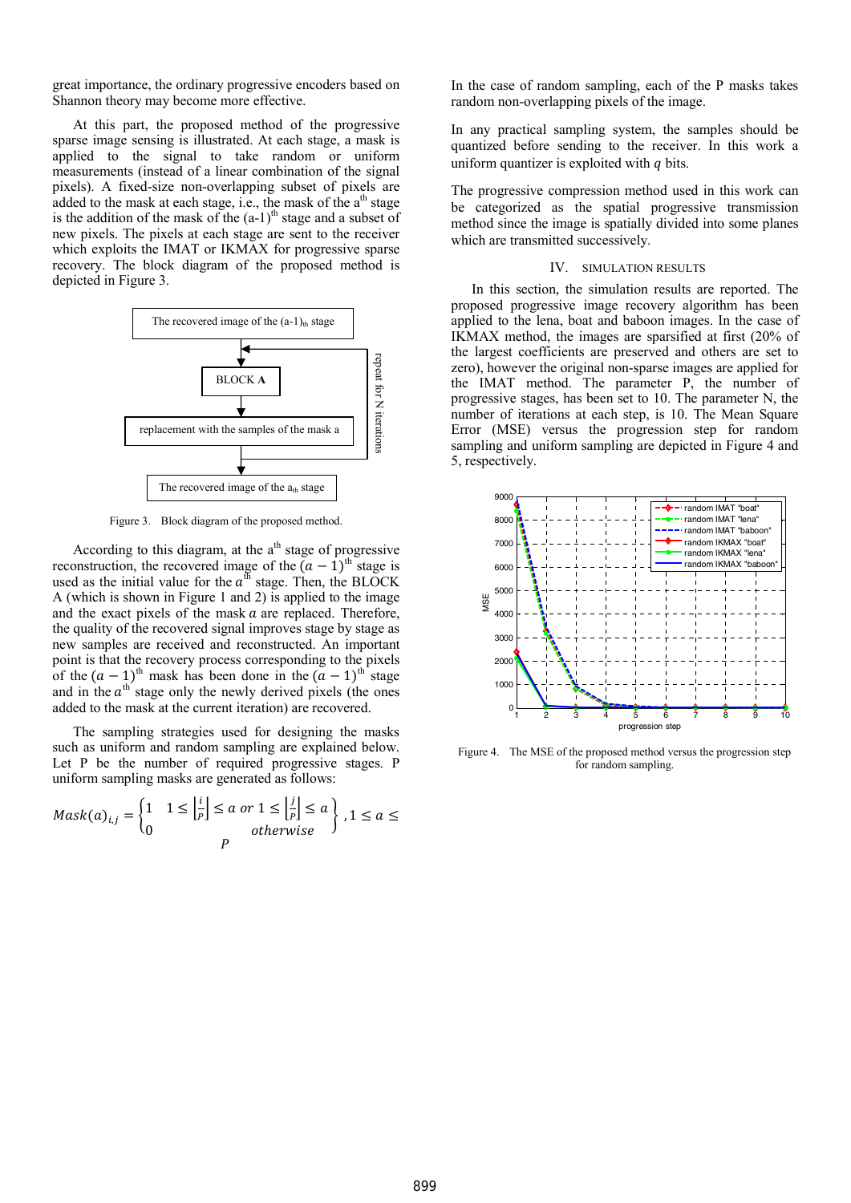great importance, the ordinary progressive encoders based on Shannon theory may become more effective.

At this part, the proposed method of the progressive sparse image sensing is illustrated. At each stage, a mask is applied to the signal to take random or uniform measurements (instead of a linear combination of the signal pixels). A fixed-size non-overlapping subset of pixels are added to the mask at each stage, i.e., the mask of the a[th] stage is the addition of the mask of the (a-1)[th] stage and a subset of new pixels. The pixels at each stage are sent to the receiver which exploits the IMAT or IKMAX for progressive sparse recovery. The block diagram of the proposed method is depicted in Figure 3.

The recovered image of the $(a\text{-}1)_{th}$ stage

BLOCK **A**

replacement with the samples of the mask a

repeat for N iterations

The recovered image of the $a_{th}$ stage

Figure 3. Block diagram of the proposed method.

According to this diagram, at the a[th] stage of progressive reconstruction, the recovered image of the $(a-1)^{th}$ stage is used as the initial value for the $a^{th}$ stage. Then, the BLOCK A (which is shown in Figure 1 and 2) is applied to the image and the exact pixels of the mask $a$ are replaced. Therefore, the quality of the recovered signal improves stage by stage as new samples are received and reconstructed. An important point is that the recovery process corresponding to the pixels of the $(a-1)^{th}$ mask has been done in the $(a-1)^{th}$ stage and in the $a^{th}$ stage only the newly derived pixels (the ones added to the mask at the current iteration) are recovered.

The sampling strategies used for designing the masks such as uniform and random sampling are explained below. Let P be the number of required progressive stages. P uniform sampling masks are generated as follows:

$$Mask(a)_{i,j} = \begin{cases} 1 & 1 \le \left\lfloor \frac{i}{P} \right\rfloor \le a \text{ or } 1 \le \left\lfloor \frac{j}{P} \right\rfloor \le a \\ 0 & \text{otherwise} \end{cases}, 1 \le a \le P$$

In the case of random sampling, each of the P masks takes random non-overlapping pixels of the image.

In any practical sampling system, the samples should be quantized before sending to the receiver. In this work a uniform quantizer is exploited with $q$ bits.

The progressive compression method used in this work can be categorized as the spatial progressive transmission method since the image is spatially divided into some planes which are transmitted successively.

## IV. Simulation Results

In this section, the simulation results are reported. The proposed progressive image recovery algorithm has been applied to the lena, boat and baboon images. In the case of IKMAX method, the images are sparsified at first (20% of the largest coefficients are preserved and others are set to zero), however the original non-sparse images are applied for the IMAT method. The parameter P, the number of progressive stages, has been set to 10. The parameter N, the number of iterations at each step, is 10. The Mean Square Error (MSE) versus the progression step for random sampling and uniform sampling are depicted in Figure 4 and 5, respectively.

Figure 4. The MSE of the proposed method versus the progression step for random sampling.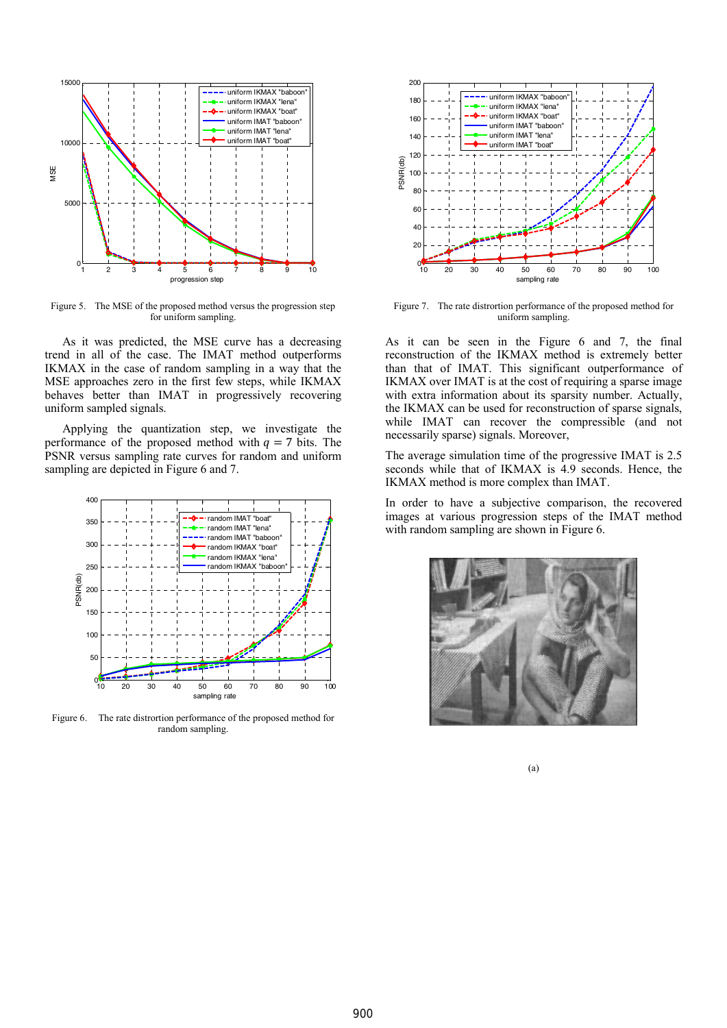Figure 5. The MSE of the proposed method versus the progression step for uniform sampling.

As it was predicted, the MSE curve has a decreasing trend in all of the case. The IMAT method outperforms IKMAX in the case of random sampling in a way that the MSE approaches zero in the first few steps, while IKMAX behaves better than IMAT in progressively recovering uniform sampled signals.

Applying the quantization step, we investigate the performance of the proposed method with $q = 7$ bits. The PSNR versus sampling rate curves for random and uniform sampling are depicted in Figure 6 and 7.

Figure 6. The rate distrortion performance of the proposed method for random sampling.

Figure 7. The rate distrortion performance of the proposed method for uniform sampling.

As it can be seen in the Figure 6 and 7, the final reconstruction of the IKMAX method is extremely better than that of IMAT. This significant outperformance of IKMAX over IMAT is at the cost of requiring a sparse image with extra information about its sparsity number. Actually, the IKMAX can be used for reconstruction of sparse signals, while IMAT can recover the compressible (and not necessarily sparse) signals. Moreover,

The average simulation time of the progressive IMAT is 2.5 seconds while that of IKMAX is 4.9 seconds. Hence, the IKMAX method is more complex than IMAT.

In order to have a subjective comparison, the recovered images at various progression steps of the IMAT method with random sampling are shown in Figure 6.

(a)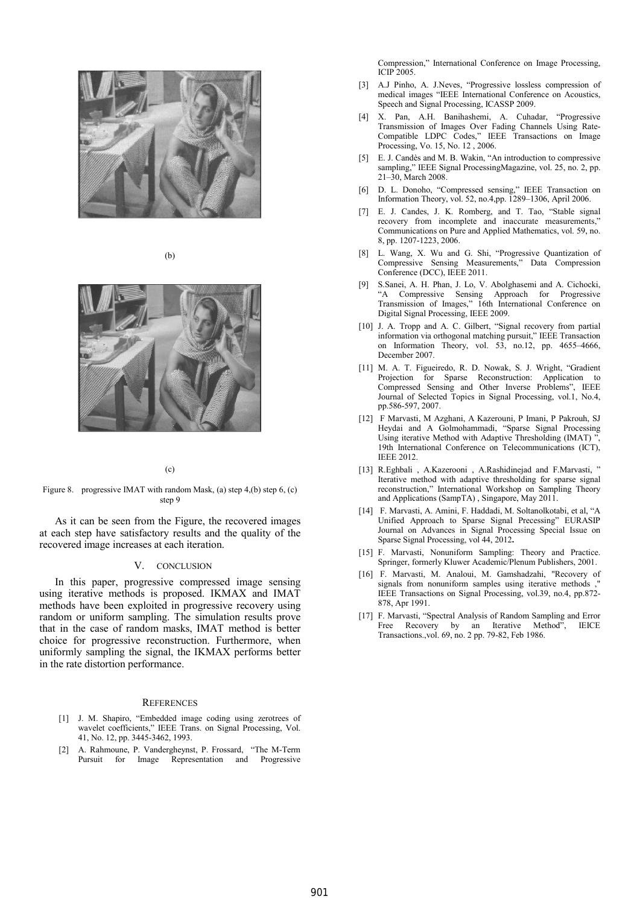(b)

(c)

Figure 8. progressive IMAT with random Mask, (a) step 4,(b) step 6, (c) step 9

As it can be seen from the Figure, the recovered images at each step have satisfactory results and the quality of the recovered image increases at each iteration.

## V. CONCLUSION

In this paper, progressive compressed image sensing using iterative methods is proposed. IKMAX and IMAT methods have been exploited in progressive recovery using random or uniform sampling. The simulation results prove that in the case of random masks, IMAT method is better choice for progressive reconstruction. Furthermore, when uniformly sampling the signal, the IKMAX performs better in the rate distortion performance.

## REFERENCES

[1] J. M. Shapiro, "Embedded image coding using zerotrees of wavelet coefficients," IEEE Trans. on Signal Processing, Vol. 41, No. 12, pp. 3445-3462, 1993.

[2] A. Rahmoune, P. Vandergheynst, P. Frossard, "The M-Term Pursuit for Image Representation and Progressive Compression," International Conference on Image Processing, ICIP 2005.

[3] A.J Pinho, A. J.Neves, "Progressive lossless compression of medical images "IEEE International Conference on Acoustics, Speech and Signal Processing, ICASSP 2009.

[4] X. Pan, A.H. Banihashemi, A. Cuhadar, "Progressive Transmission of Images Over Fading Channels Using Rate-Compatible LDPC Codes," IEEE Transactions on Image Processing, Vo. 15, No. 12 , 2006.

[5] E. J. Candès and M. B. Wakin, "An introduction to compressive sampling," IEEE Signal ProcessingMagazine, vol. 25, no. 2, pp. 21–30, March 2008.

[6] D. L. Donoho, "Compressed sensing," IEEE Transaction on Information Theory, vol. 52, no.4,pp. 1289–1306, April 2006.

[7] E. J. Candes, J. K. Romberg, and T. Tao, "Stable signal recovery from incomplete and inaccurate measurements," Communications on Pure and Applied Mathematics, vol. 59, no. 8, pp. 1207-1223, 2006.

[8] L. Wang, X. Wu and G. Shi, "Progressive Quantization of Compressive Sensing Measurements," Data Compression Conference (DCC), IEEE 2011.

[9] S.Sanei, A. H. Phan, J. Lo, V. Abolghasemi and A. Cichocki, "A Compressive Sensing Approach for Progressive Transmission of Images," 16th International Conference on Digital Signal Processing, IEEE 2009.

[10] J. A. Tropp and A. C. Gilbert, "Signal recovery from partial information via orthogonal matching pursuit," IEEE Transaction on Information Theory, vol. 53, no.12, pp. 4655–4666, December 2007.

[11] M. A. T. Figueiredo, R. D. Nowak, S. J. Wright, "Gradient Projection for Sparse Reconstruction: Application to Compressed Sensing and Other Inverse Problems", IEEE Journal of Selected Topics in Signal Processing, vol.1, No.4, pp.586-597, 2007.

[12] F Marvasti, M Azghani, A Kazerouni, P Imani, P Pakrouh, SJ Heydai and A Golmohammadi, "Sparse Signal Processing Using iterative Method with Adaptive Thresholding (IMAT) ", 19th International Conference on Telecommunications (ICT), IEEE 2012.

[13] R.Eghbali , A.Kazerooni , A.Rashidinejad and F.Marvasti, " Iterative method with adaptive thresholding for sparse signal reconstruction," International Workshop on Sampling Theory and Applications (SampTA) , Singapore, May 2011.

[14] F. Marvasti, A. Amini, F. Haddadi, M. Soltanolkotabi, et al, "A Unified Approach to Sparse Signal Precessing" EURASIP Journal on Advances in Signal Processing Special Issue on Sparse Signal Processing, vol 44, 2012**.**

[15] F. Marvasti, Nonuniform Sampling: Theory and Practice. Springer, formerly Kluwer Academic/Plenum Publishers, 2001.

[16] F. Marvasti, M. Analoui, M. Gamshadzahi, "Recovery of signals from nonuniform samples using iterative methods ," IEEE Transactions on Signal Processing, vol.39, no.4, pp.872-878, Apr 1991.

[17] F. Marvasti, "Spectral Analysis of Random Sampling and Error Free Recovery by an Iterative Method", IEICE Transactions.,vol. 69, no. 2 pp. 79-82, Feb 1986.